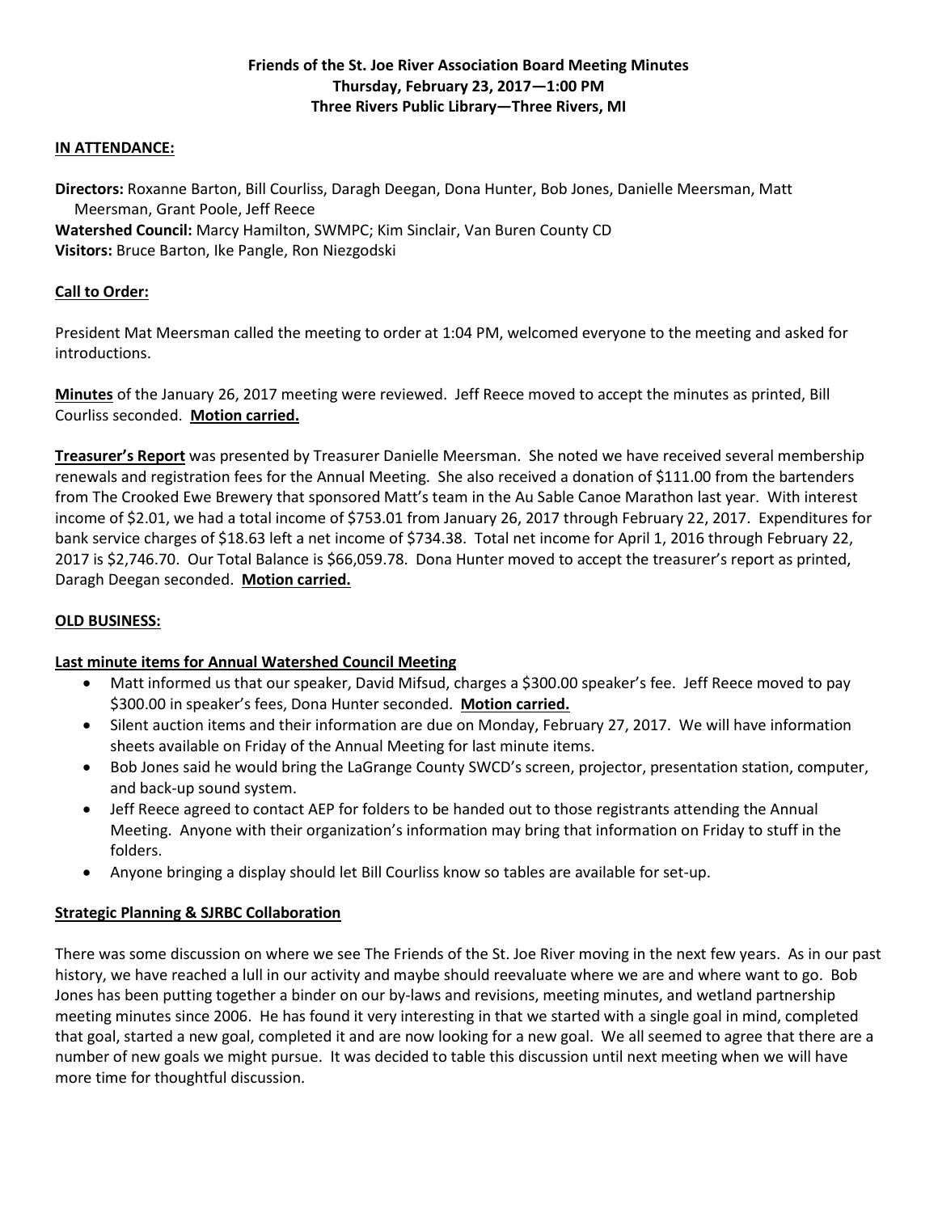**Friends of the St. Joe River Association Board Meeting Minutes**
**Thursday, February 23, 2017—1:00 PM**
**Three Rivers Public Library—Three Rivers, MI**

**IN ATTENDANCE:**

**Directors:** Roxanne Barton, Bill Courliss, Daragh Deegan, Dona Hunter, Bob Jones, Danielle Meersman, Matt Meersman, Grant Poole, Jeff Reece
**Watershed Council:** Marcy Hamilton, SWMPC; Kim Sinclair, Van Buren County CD
**Visitors:** Bruce Barton, Ike Pangle, Ron Niezgodski

**Call to Order:**

President Mat Meersman called the meeting to order at 1:04 PM, welcomed everyone to the meeting and asked for introductions.

**Minutes** of the January 26, 2017 meeting were reviewed. Jeff Reece moved to accept the minutes as printed, Bill Courliss seconded. **Motion carried.**

**Treasurer's Report** was presented by Treasurer Danielle Meersman. She noted we have received several membership renewals and registration fees for the Annual Meeting. She also received a donation of $111.00 from the bartenders from The Crooked Ewe Brewery that sponsored Matt's team in the Au Sable Canoe Marathon last year. With interest income of $2.01, we had a total income of $753.01 from January 26, 2017 through February 22, 2017. Expenditures for bank service charges of $18.63 left a net income of $734.38. Total net income for April 1, 2016 through February 22, 2017 is $2,746.70. Our Total Balance is $66,059.78. Dona Hunter moved to accept the treasurer's report as printed, Daragh Deegan seconded. **Motion carried.**

**OLD BUSINESS:**

**Last minute items for Annual Watershed Council Meeting**

- Matt informed us that our speaker, David Mifsud, charges a $300.00 speaker's fee. Jeff Reece moved to pay $300.00 in speaker's fees, Dona Hunter seconded. **Motion carried.**
- Silent auction items and their information are due on Monday, February 27, 2017. We will have information sheets available on Friday of the Annual Meeting for last minute items.
- Bob Jones said he would bring the LaGrange County SWCD's screen, projector, presentation station, computer, and back-up sound system.
- Jeff Reece agreed to contact AEP for folders to be handed out to those registrants attending the Annual Meeting. Anyone with their organization's information may bring that information on Friday to stuff in the folders.
- Anyone bringing a display should let Bill Courliss know so tables are available for set-up.

**Strategic Planning & SJRBC Collaboration**

There was some discussion on where we see The Friends of the St. Joe River moving in the next few years. As in our past history, we have reached a lull in our activity and maybe should reevaluate where we are and where want to go. Bob Jones has been putting together a binder on our by-laws and revisions, meeting minutes, and wetland partnership meeting minutes since 2006. He has found it very interesting in that we started with a single goal in mind, completed that goal, started a new goal, completed it and are now looking for a new goal. We all seemed to agree that there are a number of new goals we might pursue. It was decided to table this discussion until next meeting when we will have more time for thoughtful discussion.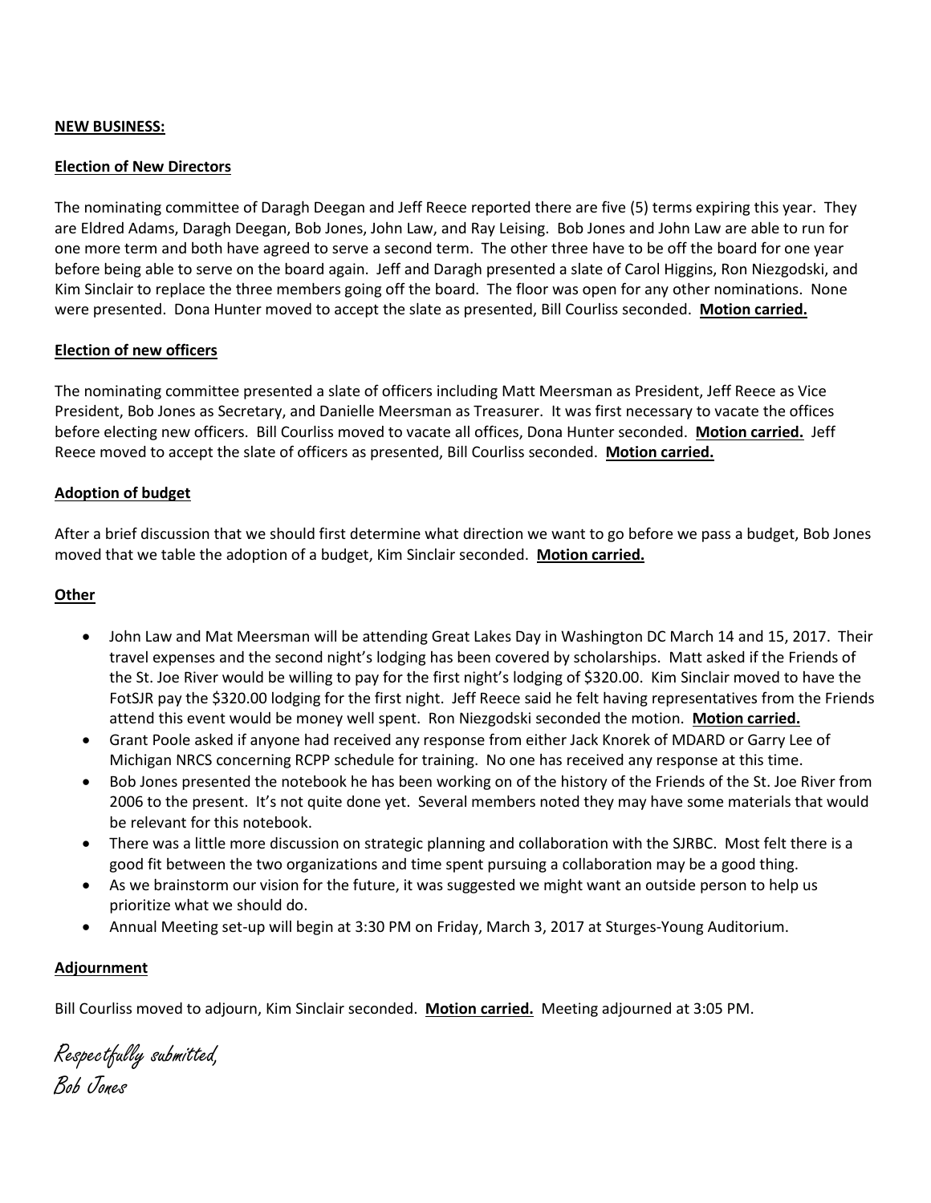**NEW BUSINESS:**

**Election of New Directors**

The nominating committee of Daragh Deegan and Jeff Reece reported there are five (5) terms expiring this year. They are Eldred Adams, Daragh Deegan, Bob Jones, John Law, and Ray Leising. Bob Jones and John Law are able to run for one more term and both have agreed to serve a second term. The other three have to be off the board for one year before being able to serve on the board again. Jeff and Daragh presented a slate of Carol Higgins, Ron Niezgodski, and Kim Sinclair to replace the three members going off the board. The floor was open for any other nominations. None were presented. Dona Hunter moved to accept the slate as presented, Bill Courliss seconded. **Motion carried.**

**Election of new officers**

The nominating committee presented a slate of officers including Matt Meersman as President, Jeff Reece as Vice President, Bob Jones as Secretary, and Danielle Meersman as Treasurer. It was first necessary to vacate the offices before electing new officers. Bill Courliss moved to vacate all offices, Dona Hunter seconded. **Motion carried.** Jeff Reece moved to accept the slate of officers as presented, Bill Courliss seconded. **Motion carried.**

**Adoption of budget**

After a brief discussion that we should first determine what direction we want to go before we pass a budget, Bob Jones moved that we table the adoption of a budget, Kim Sinclair seconded. **Motion carried.**

**Other**

- John Law and Mat Meersman will be attending Great Lakes Day in Washington DC March 14 and 15, 2017. Their travel expenses and the second night's lodging has been covered by scholarships. Matt asked if the Friends of the St. Joe River would be willing to pay for the first night's lodging of $320.00. Kim Sinclair moved to have the FotSJR pay the $320.00 lodging for the first night. Jeff Reece said he felt having representatives from the Friends attend this event would be money well spent. Ron Niezgodski seconded the motion. **Motion carried.**
- Grant Poole asked if anyone had received any response from either Jack Knorek of MDARD or Garry Lee of Michigan NRCS concerning RCPP schedule for training. No one has received any response at this time.
- Bob Jones presented the notebook he has been working on of the history of the Friends of the St. Joe River from 2006 to the present. It's not quite done yet. Several members noted they may have some materials that would be relevant for this notebook.
- There was a little more discussion on strategic planning and collaboration with the SJRBC. Most felt there is a good fit between the two organizations and time spent pursuing a collaboration may be a good thing.
- As we brainstorm our vision for the future, it was suggested we might want an outside person to help us prioritize what we should do.
- Annual Meeting set-up will begin at 3:30 PM on Friday, March 3, 2017 at Sturges-Young Auditorium.

**Adjournment**

Bill Courliss moved to adjourn, Kim Sinclair seconded. **Motion carried.** Meeting adjourned at 3:05 PM.

*Respectfully submitted,*
*Bob Jones*